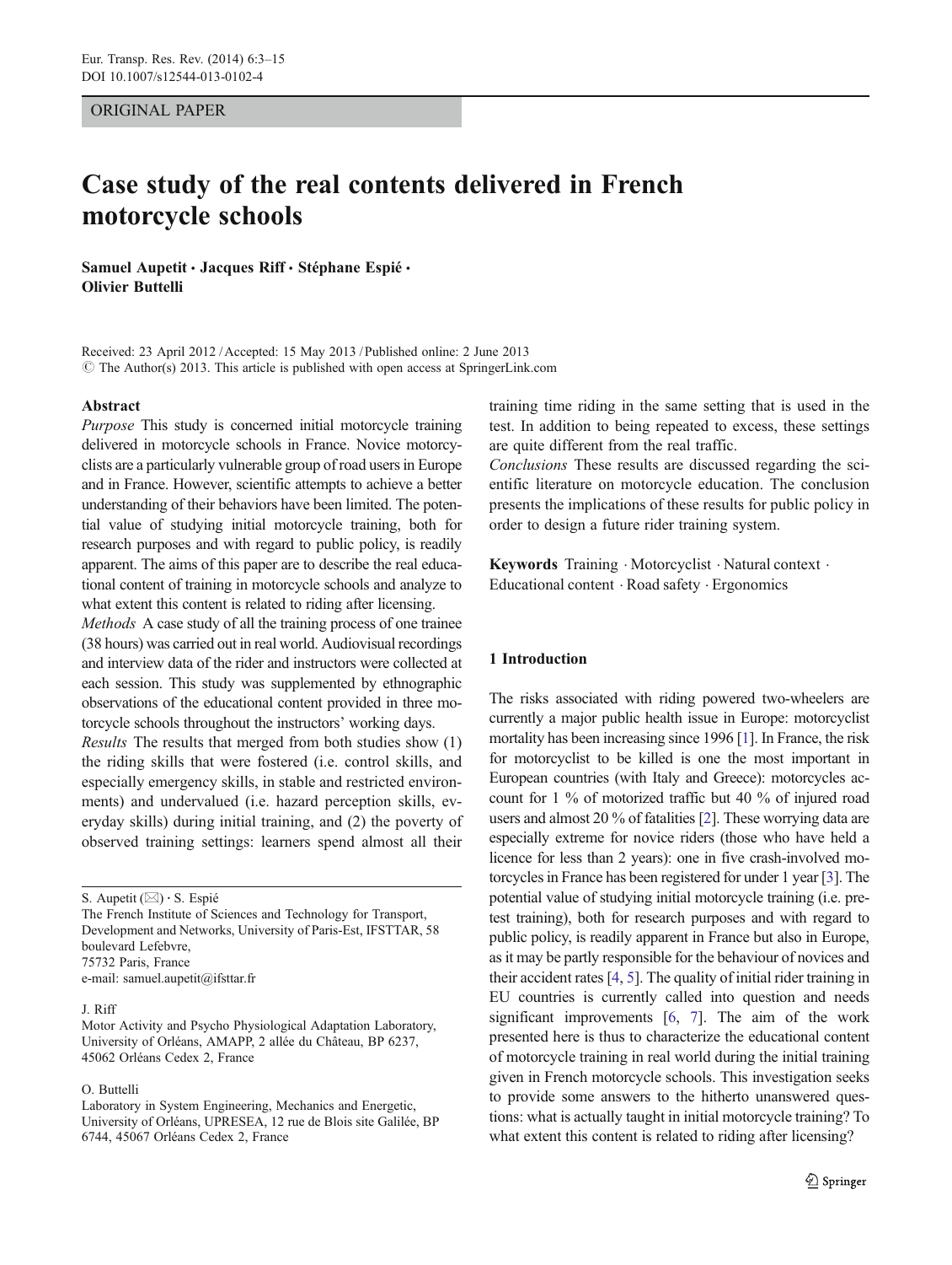ORIGINAL PAPER

# Case study of the real contents delivered in French motorcycle schools

**Samuel Aupetit · Jacques Riff · Stéphane Espié · Olivier Buttelli**

Received: 23 April 2012 / Accepted: 15 May 2013 / Published online: 2 June 2013
© The Author(s) 2013. This article is published with open access at SpringerLink.com

**Abstract**

*Purpose* This study is concerned initial motorcycle training delivered in motorcycle schools in France. Novice motorcyclists are a particularly vulnerable group of road users in Europe and in France. However, scientific attempts to achieve a better understanding of their behaviors have been limited. The potential value of studying initial motorcycle training, both for research purposes and with regard to public policy, is readily apparent. The aims of this paper are to describe the real educational content of training in motorcycle schools and analyze to what extent this content is related to riding after licensing.

*Methods* A case study of all the training process of one trainee (38 hours) was carried out in real world. Audiovisual recordings and interview data of the rider and instructors were collected at each session. This study was supplemented by ethnographic observations of the educational content provided in three motorcycle schools throughout the instructors' working days.

*Results* The results that merged from both studies show (1) the riding skills that were fostered (i.e. control skills, and especially emergency skills, in stable and restricted environments) and undervalued (i.e. hazard perception skills, everyday skills) during initial training, and (2) the poverty of observed training settings: learners spend almost all their training time riding in the same setting that is used in the test. In addition to being repeated to excess, these settings are quite different from the real traffic.

*Conclusions* These results are discussed regarding the scientific literature on motorcycle education. The conclusion presents the implications of these results for public policy in order to design a future rider training system.

**Keywords** Training · Motorcyclist · Natural context · Educational content · Road safety · Ergonomics

S. Aupetit (✉) · S. Espié
The French Institute of Sciences and Technology for Transport, Development and Networks, University of Paris-Est, IFSTTAR, 58 boulevard Lefebvre, 75732 Paris, France
e-mail: samuel.aupetit@ifsttar.fr

J. Riff
Motor Activity and Psycho Physiological Adaptation Laboratory, University of Orléans, AMAPP, 2 allée du Château, BP 6237, 45062 Orléans Cedex 2, France

O. Buttelli
Laboratory in System Engineering, Mechanics and Energetic, University of Orléans, UPRESEA, 12 rue de Blois site Galilée, BP 6744, 45067 Orléans Cedex 2, France

## 1 Introduction

The risks associated with riding powered two-wheelers are currently a major public health issue in Europe: motorcyclist mortality has been increasing since 1996 [1]. In France, the risk for motorcyclist to be killed is one the most important in European countries (with Italy and Greece): motorcycles account for 1 % of motorized traffic but 40 % of injured road users and almost 20 % of fatalities [2]. These worrying data are especially extreme for novice riders (those who have held a licence for less than 2 years): one in five crash-involved motorcycles in France has been registered for under 1 year [3]. The potential value of studying initial motorcycle training (i.e. pre-test training), both for research purposes and with regard to public policy, is readily apparent in France but also in Europe, as it may be partly responsible for the behaviour of novices and their accident rates [4, 5]. The quality of initial rider training in EU countries is currently called into question and needs significant improvements [6, 7]. The aim of the work presented here is thus to characterize the educational content of motorcycle training in real world during the initial training given in French motorcycle schools. This investigation seeks to provide some answers to the hitherto unanswered questions: what is actually taught in initial motorcycle training? To what extent this content is related to riding after licensing?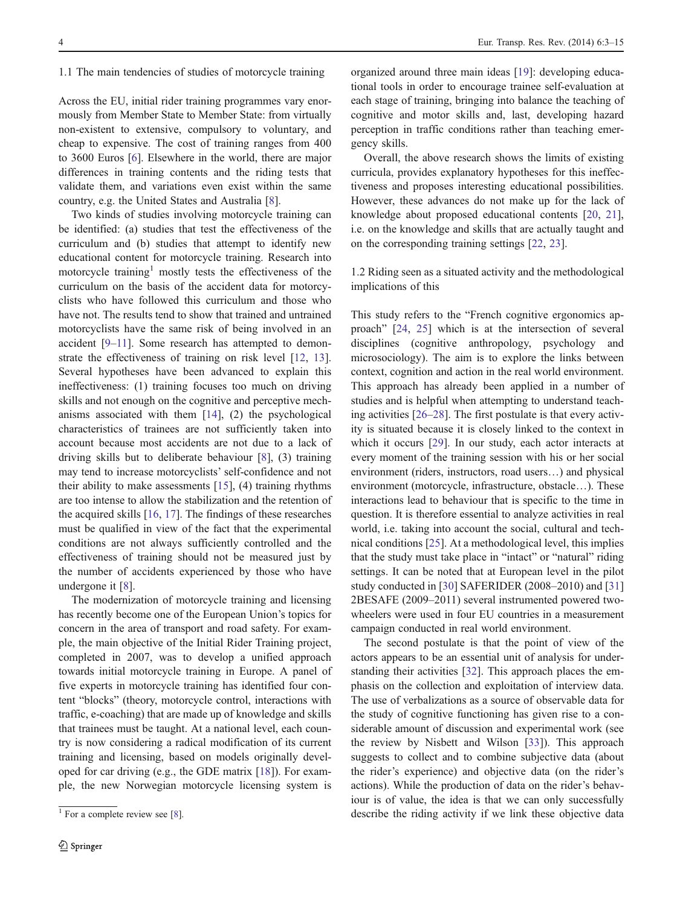### 1.1 The main tendencies of studies of motorcycle training

Across the EU, initial rider training programmes vary enormously from Member State to Member State: from virtually non-existent to extensive, compulsory to voluntary, and cheap to expensive. The cost of training ranges from 400 to 3600 Euros [6]. Elsewhere in the world, there are major differences in training contents and the riding tests that validate them, and variations even exist within the same country, e.g. the United States and Australia [8].

Two kinds of studies involving motorcycle training can be identified: (a) studies that test the effectiveness of the curriculum and (b) studies that attempt to identify new educational content for motorcycle training. Research into motorcycle training[1] mostly tests the effectiveness of the curriculum on the basis of the accident data for motorcyclists who have followed this curriculum and those who have not. The results tend to show that trained and untrained motorcyclists have the same risk of being involved in an accident [9–11]. Some research has attempted to demonstrate the effectiveness of training on risk level [12, 13]. Several hypotheses have been advanced to explain this ineffectiveness: (1) training focuses too much on driving skills and not enough on the cognitive and perceptive mechanisms associated with them [14], (2) the psychological characteristics of trainees are not sufficiently taken into account because most accidents are not due to a lack of driving skills but to deliberate behaviour [8], (3) training may tend to increase motorcyclists' self-confidence and not their ability to make assessments [15], (4) training rhythms are too intense to allow the stabilization and the retention of the acquired skills [16, 17]. The findings of these researches must be qualified in view of the fact that the experimental conditions are not always sufficiently controlled and the effectiveness of training should not be measured just by the number of accidents experienced by those who have undergone it [8].

The modernization of motorcycle training and licensing has recently become one of the European Union's topics for concern in the area of transport and road safety. For example, the main objective of the Initial Rider Training project, completed in 2007, was to develop a unified approach towards initial motorcycle training in Europe. A panel of five experts in motorcycle training has identified four content "blocks" (theory, motorcycle control, interactions with traffic, e-coaching) that are made up of knowledge and skills that trainees must be taught. At a national level, each country is now considering a radical modification of its current training and licensing, based on models originally developed for car driving (e.g., the GDE matrix [18]). For example, the new Norwegian motorcycle licensing system is organized around three main ideas [19]: developing educational tools in order to encourage trainee self-evaluation at each stage of training, bringing into balance the teaching of cognitive and motor skills and, last, developing hazard perception in traffic conditions rather than teaching emergency skills.

Overall, the above research shows the limits of existing curricula, provides explanatory hypotheses for this ineffectiveness and proposes interesting educational possibilities. However, these advances do not make up for the lack of knowledge about proposed educational contents [20, 21], i.e. on the knowledge and skills that are actually taught and on the corresponding training settings [22, 23].

### 1.2 Riding seen as a situated activity and the methodological implications of this

This study refers to the "French cognitive ergonomics approach" [24, 25] which is at the intersection of several disciplines (cognitive anthropology, psychology and microsociology). The aim is to explore the links between context, cognition and action in the real world environment. This approach has already been applied in a number of studies and is helpful when attempting to understand teaching activities [26–28]. The first postulate is that every activity is situated because it is closely linked to the context in which it occurs [29]. In our study, each actor interacts at every moment of the training session with his or her social environment (riders, instructors, road users…) and physical environment (motorcycle, infrastructure, obstacle…). These interactions lead to behaviour that is specific to the time in question. It is therefore essential to analyze activities in real world, i.e. taking into account the social, cultural and technical conditions [25]. At a methodological level, this implies that the study must take place in "intact" or "natural" riding settings. It can be noted that at European level in the pilot study conducted in [30] SAFERIDER (2008–2010) and [31] 2BESAFE (2009–2011) several instrumented powered two-wheelers were used in four EU countries in a measurement campaign conducted in real world environment.

The second postulate is that the point of view of the actors appears to be an essential unit of analysis for understanding their activities [32]. This approach places the emphasis on the collection and exploitation of interview data. The use of verbalizations as a source of observable data for the study of cognitive functioning has given rise to a considerable amount of discussion and experimental work (see the review by Nisbett and Wilson [33]). This approach suggests to collect and to combine subjective data (about the rider's experience) and objective data (on the rider's actions). While the production of data on the rider's behaviour is of value, the idea is that we can only successfully describe the riding activity if we link these objective data

[1] For a complete review see [8].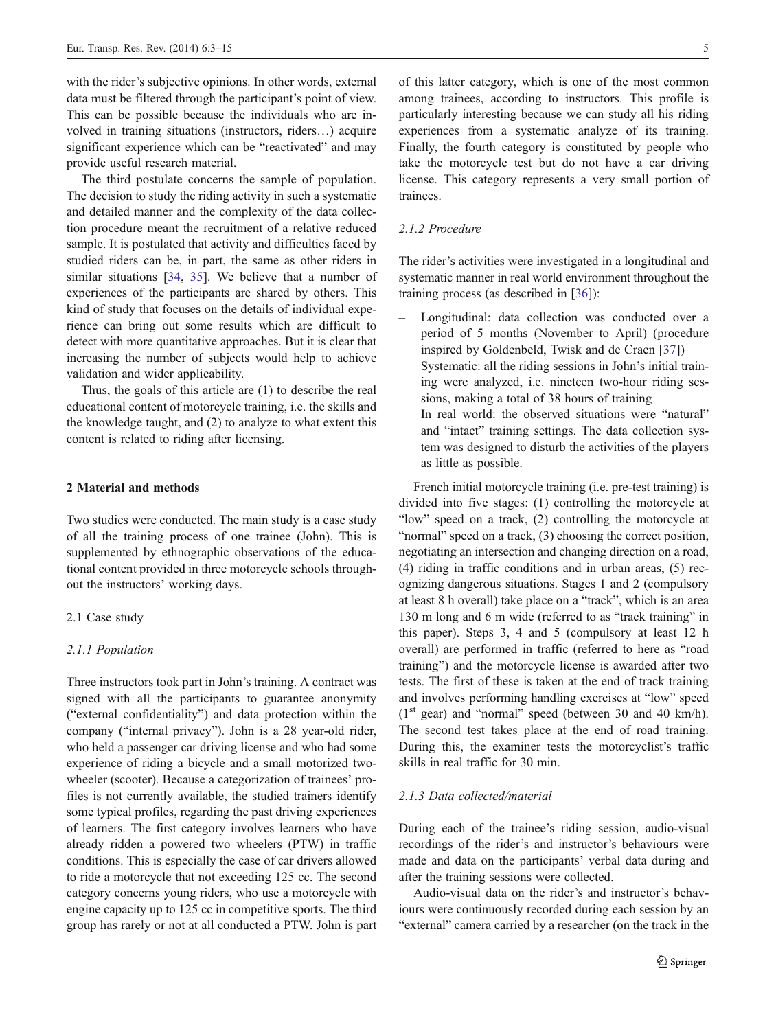with the rider's subjective opinions. In other words, external data must be filtered through the participant's point of view. This can be possible because the individuals who are involved in training situations (instructors, riders…) acquire significant experience which can be "reactivated" and may provide useful research material.

The third postulate concerns the sample of population. The decision to study the riding activity in such a systematic and detailed manner and the complexity of the data collection procedure meant the recruitment of a relative reduced sample. It is postulated that activity and difficulties faced by studied riders can be, in part, the same as other riders in similar situations [34, 35]. We believe that a number of experiences of the participants are shared by others. This kind of study that focuses on the details of individual experience can bring out some results which are difficult to detect with more quantitative approaches. But it is clear that increasing the number of subjects would help to achieve validation and wider applicability.

Thus, the goals of this article are (1) to describe the real educational content of motorcycle training, i.e. the skills and the knowledge taught, and (2) to analyze to what extent this content is related to riding after licensing.

## 2 Material and methods

Two studies were conducted. The main study is a case study of all the training process of one trainee (John). This is supplemented by ethnographic observations of the educational content provided in three motorcycle schools throughout the instructors' working days.

### 2.1 Case study

#### *2.1.1 Population*

Three instructors took part in John's training. A contract was signed with all the participants to guarantee anonymity ("external confidentiality") and data protection within the company ("internal privacy"). John is a 28 year-old rider, who held a passenger car driving license and who had some experience of riding a bicycle and a small motorized two-wheeler (scooter). Because a categorization of trainees' profiles is not currently available, the studied trainers identify some typical profiles, regarding the past driving experiences of learners. The first category involves learners who have already ridden a powered two wheelers (PTW) in traffic conditions. This is especially the case of car drivers allowed to ride a motorcycle that not exceeding 125 cc. The second category concerns young riders, who use a motorcycle with engine capacity up to 125 cc in competitive sports. The third group has rarely or not at all conducted a PTW. John is part of this latter category, which is one of the most common among trainees, according to instructors. This profile is particularly interesting because we can study all his riding experiences from a systematic analyze of its training. Finally, the fourth category is constituted by people who take the motorcycle test but do not have a car driving license. This category represents a very small portion of trainees.

#### *2.1.2 Procedure*

The rider's activities were investigated in a longitudinal and systematic manner in real world environment throughout the training process (as described in [36]):

- Longitudinal: data collection was conducted over a period of 5 months (November to April) (procedure inspired by Goldenbeld, Twisk and de Craen [37])
- Systematic: all the riding sessions in John's initial training were analyzed, i.e. nineteen two-hour riding sessions, making a total of 38 hours of training
- In real world: the observed situations were "natural" and "intact" training settings. The data collection system was designed to disturb the activities of the players as little as possible.

French initial motorcycle training (i.e. pre-test training) is divided into five stages: (1) controlling the motorcycle at "low" speed on a track, (2) controlling the motorcycle at "normal" speed on a track, (3) choosing the correct position, negotiating an intersection and changing direction on a road, (4) riding in traffic conditions and in urban areas, (5) recognizing dangerous situations. Stages 1 and 2 (compulsory at least 8 h overall) take place on a "track", which is an area 130 m long and 6 m wide (referred to as "track training" in this paper). Steps 3, 4 and 5 (compulsory at least 12 h overall) are performed in traffic (referred to here as "road training") and the motorcycle license is awarded after two tests. The first of these is taken at the end of track training and involves performing handling exercises at "low" speed (1st gear) and "normal" speed (between 30 and 40 km/h). The second test takes place at the end of road training. During this, the examiner tests the motorcyclist's traffic skills in real traffic for 30 min.

#### *2.1.3 Data collected/material*

During each of the trainee's riding session, audio-visual recordings of the rider's and instructor's behaviours were made and data on the participants' verbal data during and after the training sessions were collected.

Audio-visual data on the rider's and instructor's behaviours were continuously recorded during each session by an "external" camera carried by a researcher (on the track in the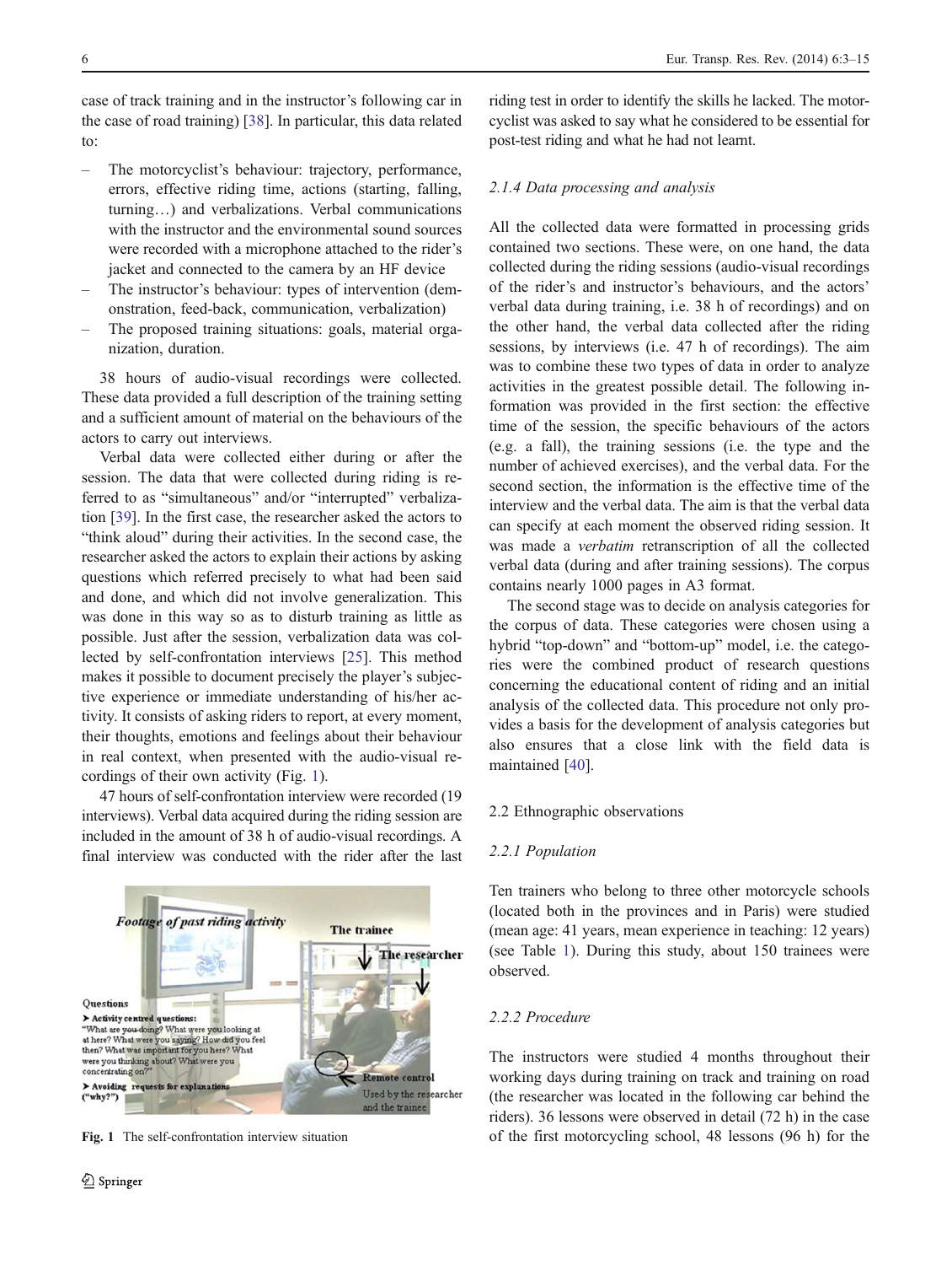case of track training and in the instructor's following car in the case of road training) [38]. In particular, this data related to:

- The motorcyclist's behaviour: trajectory, performance, errors, effective riding time, actions (starting, falling, turning…) and verbalizations. Verbal communications with the instructor and the environmental sound sources were recorded with a microphone attached to the rider's jacket and connected to the camera by an HF device
- The instructor's behaviour: types of intervention (demonstration, feed-back, communication, verbalization)
- The proposed training situations: goals, material organization, duration.

38 hours of audio-visual recordings were collected. These data provided a full description of the training setting and a sufficient amount of material on the behaviours of the actors to carry out interviews.

Verbal data were collected either during or after the session. The data that were collected during riding is referred to as "simultaneous" and/or "interrupted" verbalization [39]. In the first case, the researcher asked the actors to "think aloud" during their activities. In the second case, the researcher asked the actors to explain their actions by asking questions which referred precisely to what had been said and done, and which did not involve generalization. This was done in this way so as to disturb training as little as possible. Just after the session, verbalization data was collected by self-confrontation interviews [25]. This method makes it possible to document precisely the player's subjective experience or immediate understanding of his/her activity. It consists of asking riders to report, at every moment, their thoughts, emotions and feelings about their behaviour in real context, when presented with the audio-visual recordings of their own activity (Fig. 1).

47 hours of self-confrontation interview were recorded (19 interviews). Verbal data acquired during the riding session are included in the amount of 38 h of audio-visual recordings. A final interview was conducted with the rider after the last riding test in order to identify the skills he lacked. The motorcyclist was asked to say what he considered to be essential for post-test riding and what he had not learnt.

Fig. 1 The self-confrontation interview situation

### *2.1.4 Data processing and analysis*

All the collected data were formatted in processing grids contained two sections. These were, on one hand, the data collected during the riding sessions (audio-visual recordings of the rider's and instructor's behaviours, and the actors' verbal data during training, i.e. 38 h of recordings) and on the other hand, the verbal data collected after the riding sessions, by interviews (i.e. 47 h of recordings). The aim was to combine these two types of data in order to analyze activities in the greatest possible detail. The following information was provided in the first section: the effective time of the session, the specific behaviours of the actors (e.g. a fall), the training sessions (i.e. the type and the number of achieved exercises), and the verbal data. For the second section, the information is the effective time of the interview and the verbal data. The aim is that the verbal data can specify at each moment the observed riding session. It was made a *verbatim* retranscription of all the collected verbal data (during and after training sessions). The corpus contains nearly 1000 pages in A3 format.

The second stage was to decide on analysis categories for the corpus of data. These categories were chosen using a hybrid "top-down" and "bottom-up" model, i.e. the categories were the combined product of research questions concerning the educational content of riding and an initial analysis of the collected data. This procedure not only provides a basis for the development of analysis categories but also ensures that a close link with the field data is maintained [40].

## 2.2 Ethnographic observations

### *2.2.1 Population*

Ten trainers who belong to three other motorcycle schools (located both in the provinces and in Paris) were studied (mean age: 41 years, mean experience in teaching: 12 years) (see Table 1). During this study, about 150 trainees were observed.

### *2.2.2 Procedure*

The instructors were studied 4 months throughout their working days during training on track and training on road (the researcher was located in the following car behind the riders). 36 lessons were observed in detail (72 h) in the case of the first motorcycling school, 48 lessons (96 h) for the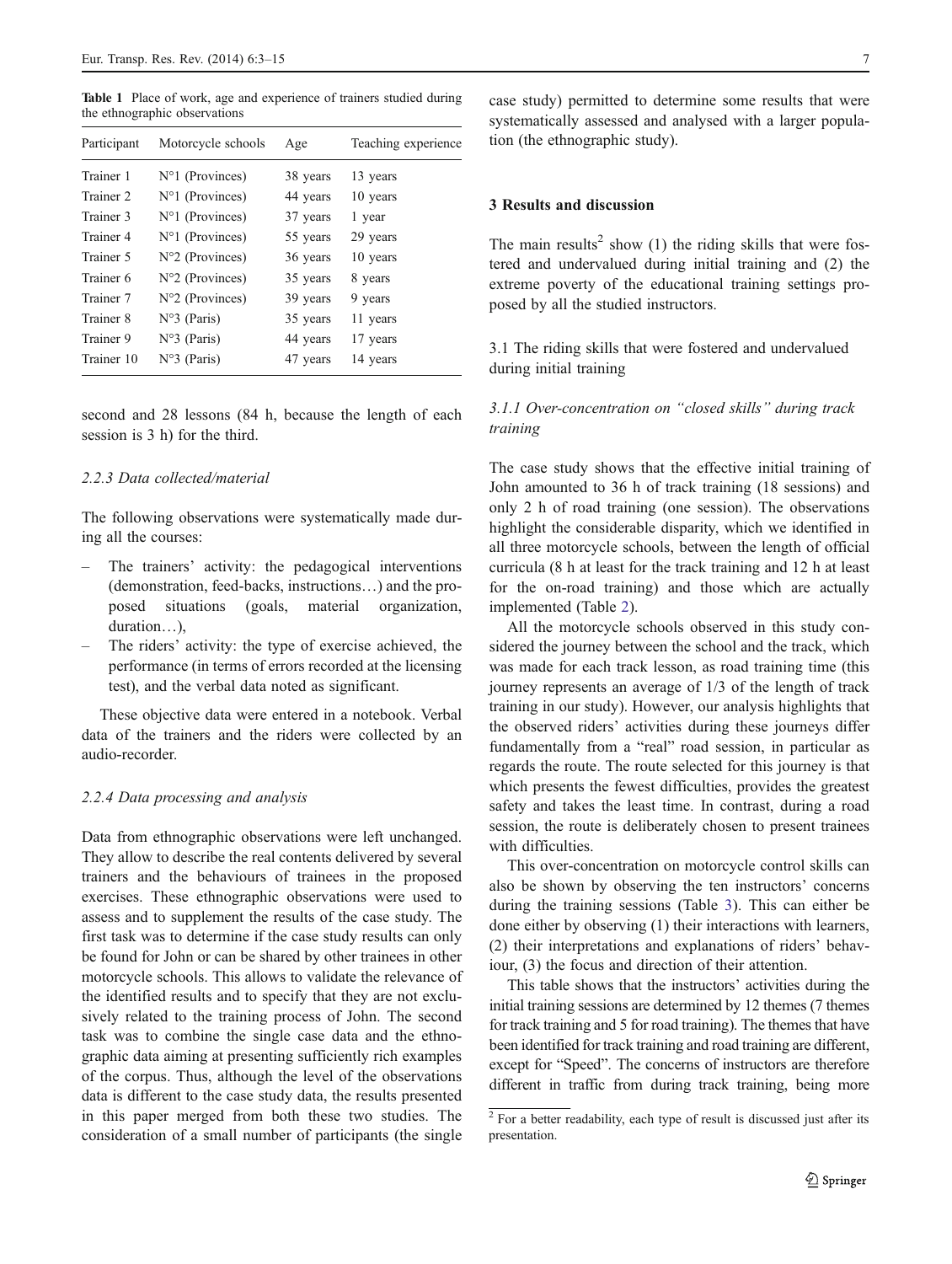Table 1 Place of work, age and experience of trainers studied during the ethnographic observations

| Participant | Motorcycle schools | Age | Teaching experience |
|---|---|---|---|
| Trainer 1 | N°1 (Provinces) | 38 years | 13 years |
| Trainer 2 | N°1 (Provinces) | 44 years | 10 years |
| Trainer 3 | N°1 (Provinces) | 37 years | 1 year |
| Trainer 4 | N°1 (Provinces) | 55 years | 29 years |
| Trainer 5 | N°2 (Provinces) | 36 years | 10 years |
| Trainer 6 | N°2 (Provinces) | 35 years | 8 years |
| Trainer 7 | N°2 (Provinces) | 39 years | 9 years |
| Trainer 8 | N°3 (Paris) | 35 years | 11 years |
| Trainer 9 | N°3 (Paris) | 44 years | 17 years |
| Trainer 10 | N°3 (Paris) | 47 years | 14 years |

second and 28 lessons (84 h, because the length of each session is 3 h) for the third.

#### 2.2.3 Data collected/material

The following observations were systematically made during all the courses:

- The trainers' activity: the pedagogical interventions (demonstration, feed-backs, instructions…) and the proposed situations (goals, material organization, duration…),
- The riders' activity: the type of exercise achieved, the performance (in terms of errors recorded at the licensing test), and the verbal data noted as significant.

These objective data were entered in a notebook. Verbal data of the trainers and the riders were collected by an audio-recorder.

#### 2.2.4 Data processing and analysis

Data from ethnographic observations were left unchanged. They allow to describe the real contents delivered by several trainers and the behaviours of trainees in the proposed exercises. These ethnographic observations were used to assess and to supplement the results of the case study. The first task was to determine if the case study results can only be found for John or can be shared by other trainees in other motorcycle schools. This allows to validate the relevance of the identified results and to specify that they are not exclusively related to the training process of John. The second task was to combine the single case data and the ethnographic data aiming at presenting sufficiently rich examples of the corpus. Thus, although the level of the observations data is different to the case study data, the results presented in this paper merged from both these two studies. The consideration of a small number of participants (the single case study) permitted to determine some results that were systematically assessed and analysed with a larger population (the ethnographic study).

## 3 Results and discussion

The main results[2] show (1) the riding skills that were fostered and undervalued during initial training and (2) the extreme poverty of the educational training settings proposed by all the studied instructors.

### 3.1 The riding skills that were fostered and undervalued during initial training

#### *3.1.1 Over-concentration on "closed skills" during track training*

The case study shows that the effective initial training of John amounted to 36 h of track training (18 sessions) and only 2 h of road training (one session). The observations highlight the considerable disparity, which we identified in all three motorcycle schools, between the length of official curricula (8 h at least for the track training and 12 h at least for the on-road training) and those which are actually implemented (Table 2).

All the motorcycle schools observed in this study considered the journey between the school and the track, which was made for each track lesson, as road training time (this journey represents an average of 1/3 of the length of track training in our study). However, our analysis highlights that the observed riders' activities during these journeys differ fundamentally from a "real" road session, in particular as regards the route. The route selected for this journey is that which presents the fewest difficulties, provides the greatest safety and takes the least time. In contrast, during a road session, the route is deliberately chosen to present trainees with difficulties.

This over-concentration on motorcycle control skills can also be shown by observing the ten instructors' concerns during the training sessions (Table 3). This can either be done either by observing (1) their interactions with learners, (2) their interpretations and explanations of riders' behaviour, (3) the focus and direction of their attention.

This table shows that the instructors' activities during the initial training sessions are determined by 12 themes (7 themes for track training and 5 for road training). The themes that have been identified for track training and road training are different, except for "Speed". The concerns of instructors are therefore different in traffic from during track training, being more

[2] For a better readability, each type of result is discussed just after its presentation.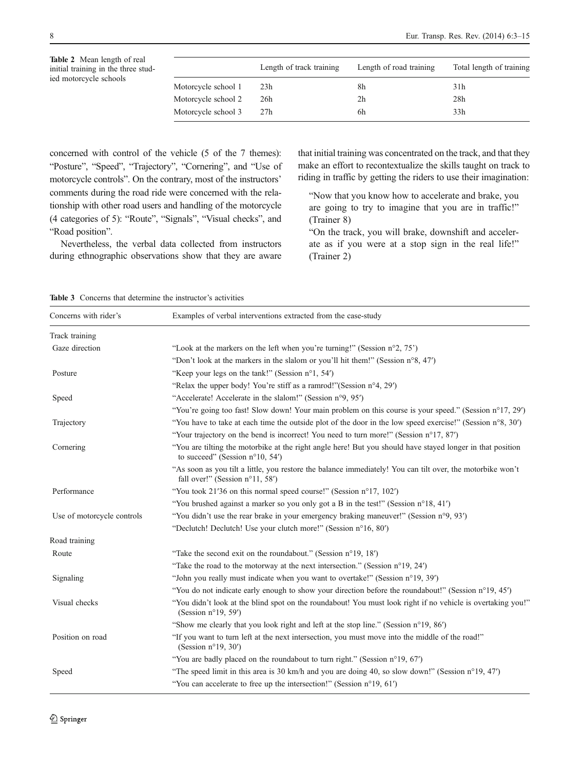Table 2 Mean length of real initial training in the three studied motorcycle schools

| | Length of track training | Length of road training | Total length of training |
|---|---|---|---|
| Motorcycle school 1 | 23h | 8h | 31h |
| Motorcycle school 2 | 26h | 2h | 28h |
| Motorcycle school 3 | 27h | 6h | 33h |

concerned with control of the vehicle (5 of the 7 themes): "Posture", "Speed", "Trajectory", "Cornering", and "Use of motorcycle controls". On the contrary, most of the instructors' comments during the road ride were concerned with the relationship with other road users and handling of the motorcycle (4 categories of 5): "Route", "Signals", "Visual checks", and "Road position".

Nevertheless, the verbal data collected from instructors during ethnographic observations show that they are aware that initial training was concentrated on the track, and that they make an effort to recontextualize the skills taught on track to riding in traffic by getting the riders to use their imagination:

> "Now that you know how to accelerate and brake, you are going to try to imagine that you are in traffic!" (Trainer 8)
>
> "On the track, you will brake, downshift and accelerate as if you were at a stop sign in the real life!" (Trainer 2)

Table 3 Concerns that determine the instructor's activities

| Concerns with rider's | Examples of verbal interventions extracted from the case-study |
|---|---|
| Track training | |
| Gaze direction | "Look at the markers on the left when you're turning!" (Session n°2, 75') |
| | "Don't look at the markers in the slalom or you'll hit them!" (Session n°8, 47′) |
| Posture | "Keep your legs on the tank!" (Session n°1, 54′) |
| | "Relax the upper body! You're stiff as a ramrod!"(Session n°4, 29′) |
| Speed | "Accelerate! Accelerate in the slalom!" (Session n°9, 95′) |
| | "You're going too fast! Slow down! Your main problem on this course is your speed." (Session n°17, 29′) |
| Trajectory | "You have to take at each time the outside plot of the door in the low speed exercise!" (Session n°8, 30′) |
| | "Your trajectory on the bend is incorrect! You need to turn more!" (Session n°17, 87′) |
| Cornering | "You are tilting the motorbike at the right angle here! But you should have stayed longer in that position to succeed" (Session n°10, 54′) |
| | "As soon as you tilt a little, you restore the balance immediately! You can tilt over, the motorbike won't fall over!" (Session n°11, 58′) |
| Performance | "You took 21′36 on this normal speed course!" (Session n°17, 102′) |
| | "You brushed against a marker so you only got a B in the test!" (Session n°18, 41′) |
| Use of motorcycle controls | "You didn't use the rear brake in your emergency braking maneuver!" (Session n°9, 93′) |
| | "Declutch! Declutch! Use your clutch more!" (Session n°16, 80′) |
| Road training | |
| Route | "Take the second exit on the roundabout." (Session n°19, 18′) |
| | "Take the road to the motorway at the next intersection." (Session n°19, 24′) |
| Signaling | "John you really must indicate when you want to overtake!" (Session n°19, 39′) |
| | "You do not indicate early enough to show your direction before the roundabout!" (Session n°19, 45′) |
| Visual checks | "You didn't look at the blind spot on the roundabout! You must look right if no vehicle is overtaking you!" (Session n°19, 59′) |
| | "Show me clearly that you look right and left at the stop line." (Session n°19, 86′) |
| Position on road | "If you want to turn left at the next intersection, you must move into the middle of the road!" (Session n°19, 30′) |
| | "You are badly placed on the roundabout to turn right." (Session n°19, 67′) |
| Speed | "The speed limit in this area is 30 km/h and you are doing 40, so slow down!" (Session n°19, 47′) |
| | "You can accelerate to free up the intersection!" (Session n°19, 61′) |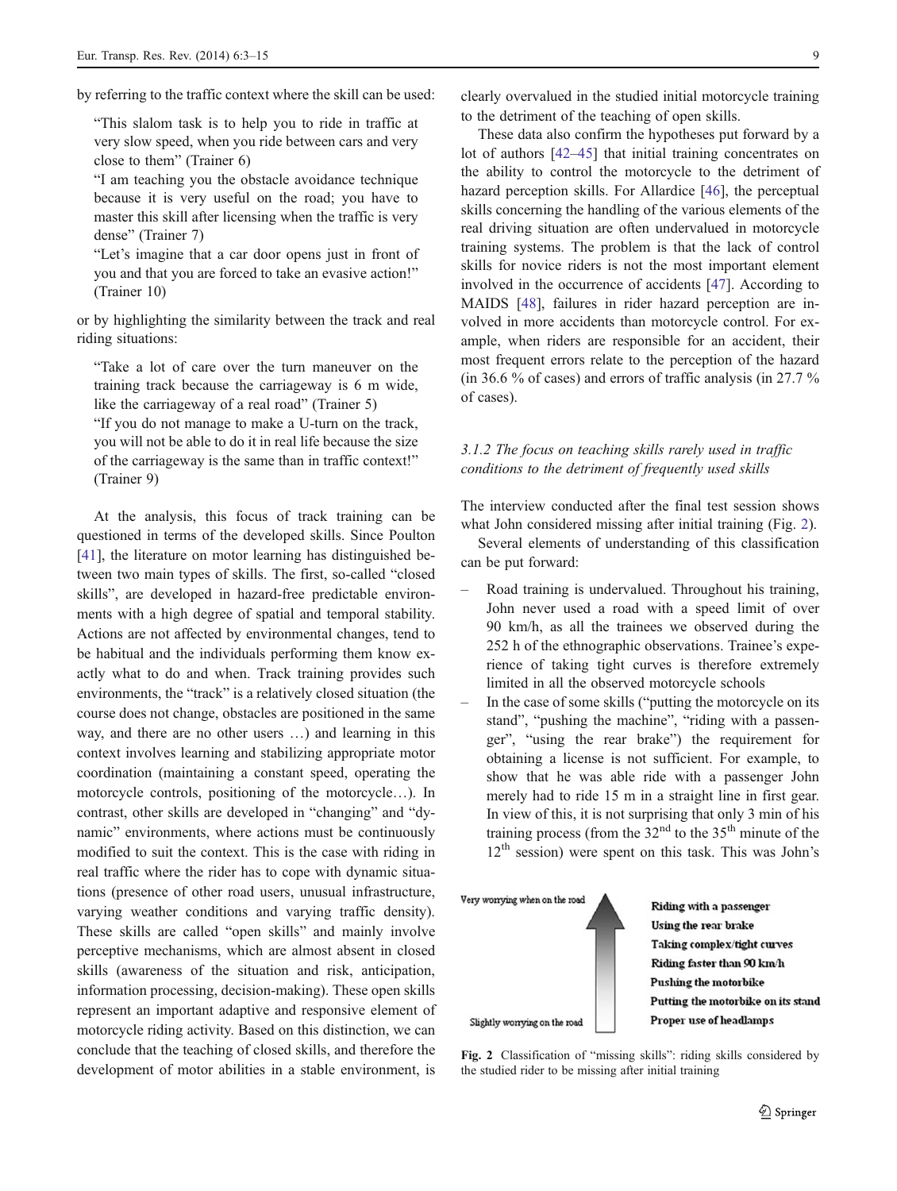by referring to the traffic context where the skill can be used:

> "This slalom task is to help you to ride in traffic at very slow speed, when you ride between cars and very close to them" (Trainer 6)
>
> "I am teaching you the obstacle avoidance technique because it is very useful on the road; you have to master this skill after licensing when the traffic is very dense" (Trainer 7)
>
> "Let's imagine that a car door opens just in front of you and that you are forced to take an evasive action!" (Trainer 10)

or by highlighting the similarity between the track and real riding situations:

> "Take a lot of care over the turn maneuver on the training track because the carriageway is 6 m wide, like the carriageway of a real road" (Trainer 5)
>
> "If you do not manage to make a U-turn on the track, you will not be able to do it in real life because the size of the carriageway is the same than in traffic context!" (Trainer 9)

At the analysis, this focus of track training can be questioned in terms of the developed skills. Since Poulton [41], the literature on motor learning has distinguished between two main types of skills. The first, so-called "closed skills", are developed in hazard-free predictable environments with a high degree of spatial and temporal stability. Actions are not affected by environmental changes, tend to be habitual and the individuals performing them know exactly what to do and when. Track training provides such environments, the "track" is a relatively closed situation (the course does not change, obstacles are positioned in the same way, and there are no other users …) and learning in this context involves learning and stabilizing appropriate motor coordination (maintaining a constant speed, operating the motorcycle controls, positioning of the motorcycle…). In contrast, other skills are developed in "changing" and "dynamic" environments, where actions must be continuously modified to suit the context. This is the case with riding in real traffic where the rider has to cope with dynamic situations (presence of other road users, unusual infrastructure, varying weather conditions and varying traffic density). These skills are called "open skills" and mainly involve perceptive mechanisms, which are almost absent in closed skills (awareness of the situation and risk, anticipation, information processing, decision-making). These open skills represent an important adaptive and responsive element of motorcycle riding activity. Based on this distinction, we can conclude that the teaching of closed skills, and therefore the development of motor abilities in a stable environment, is clearly overvalued in the studied initial motorcycle training to the detriment of the teaching of open skills.

These data also confirm the hypotheses put forward by a lot of authors [42–45] that initial training concentrates on the ability to control the motorcycle to the detriment of hazard perception skills. For Allardice [46], the perceptual skills concerning the handling of the various elements of the real driving situation are often undervalued in motorcycle training systems. The problem is that the lack of control skills for novice riders is not the most important element involved in the occurrence of accidents [47]. According to MAIDS [48], failures in rider hazard perception are involved in more accidents than motorcycle control. For example, when riders are responsible for an accident, their most frequent errors relate to the perception of the hazard (in 36.6 % of cases) and errors of traffic analysis (in 27.7 % of cases).

### *3.1.2 The focus on teaching skills rarely used in traffic conditions to the detriment of frequently used skills*

The interview conducted after the final test session shows what John considered missing after initial training (Fig. 2).

Several elements of understanding of this classification can be put forward:

- Road training is undervalued. Throughout his training, John never used a road with a speed limit of over 90 km/h, as all the trainees we observed during the 252 h of the ethnographic observations. Trainee's experience of taking tight curves is therefore extremely limited in all the observed motorcycle schools
- In the case of some skills ("putting the motorcycle on its stand", "pushing the machine", "riding with a passenger", "using the rear brake") the requirement for obtaining a license is not sufficient. For example, to show that he was able ride with a passenger John merely had to ride 15 m in a straight line in first gear. In view of this, it is not surprising that only 3 min of his training process (from the 32nd to the 35th minute of the 12th session) were spent on this task. This was John's

Very worrying when on the road

Slightly worrying on the road

Riding with a passenger
Using the rear brake
Taking complex/tight curves
Riding faster than 90 km/h
Pushing the motorbike
Putting the motorbike on its stand
Proper use of headlamps

**Fig. 2** Classification of "missing skills": riding skills considered by the studied rider to be missing after initial training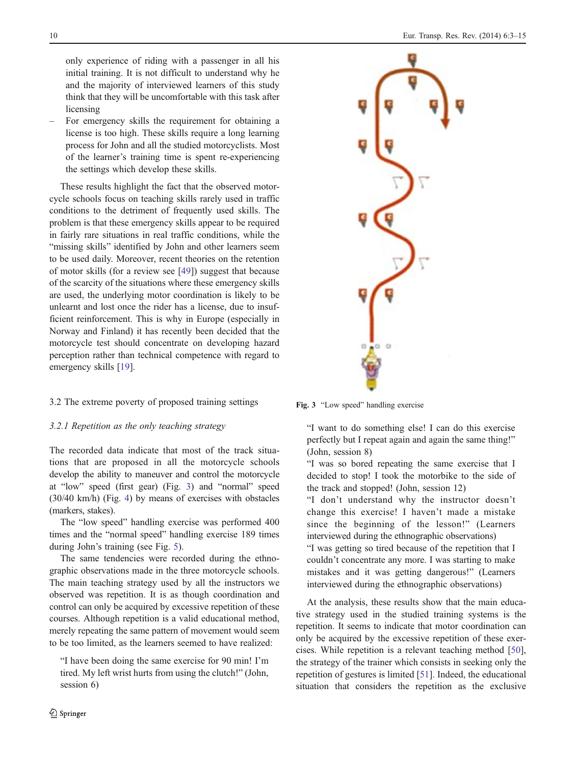only experience of riding with a passenger in all his initial training. It is not difficult to understand why he and the majority of interviewed learners of this study think that they will be uncomfortable with this task after licensing

– For emergency skills the requirement for obtaining a license is too high. These skills require a long learning process for John and all the studied motorcyclists. Most of the learner's training time is spent re-experiencing the settings which develop these skills.

These results highlight the fact that the observed motorcycle schools focus on teaching skills rarely used in traffic conditions to the detriment of frequently used skills. The problem is that these emergency skills appear to be required in fairly rare situations in real traffic conditions, while the "missing skills" identified by John and other learners seem to be used daily. Moreover, recent theories on the retention of motor skills (for a review see [49]) suggest that because of the scarcity of the situations where these emergency skills are used, the underlying motor coordination is likely to be unlearnt and lost once the rider has a license, due to insufficient reinforcement. This is why in Europe (especially in Norway and Finland) it has recently been decided that the motorcycle test should concentrate on developing hazard perception rather than technical competence with regard to emergency skills [19].

### 3.2 The extreme poverty of proposed training settings

#### *3.2.1 Repetition as the only teaching strategy*

The recorded data indicate that most of the track situations that are proposed in all the motorcycle schools develop the ability to maneuver and control the motorcycle at "low" speed (first gear) (Fig. 3) and "normal" speed (30/40 km/h) (Fig. 4) by means of exercises with obstacles (markers, stakes).

The "low speed" handling exercise was performed 400 times and the "normal speed" handling exercise 189 times during John's training (see Fig. 5).

The same tendencies were recorded during the ethnographic observations made in the three motorcycle schools. The main teaching strategy used by all the instructors we observed was repetition. It is as though coordination and control can only be acquired by excessive repetition of these courses. Although repetition is a valid educational method, merely repeating the same pattern of movement would seem to be too limited, as the learners seemed to have realized:

> "I have been doing the same exercise for 90 min! I'm tired. My left wrist hurts from using the clutch!" (John, session 6)

**Fig. 3** "Low speed" handling exercise

> "I want to do something else! I can do this exercise perfectly but I repeat again and again the same thing!" (John, session 8)
>
> "I was so bored repeating the same exercise that I decided to stop! I took the motorbike to the side of the track and stopped! (John, session 12)
>
> "I don't understand why the instructor doesn't change this exercise! I haven't made a mistake since the beginning of the lesson!" (Learners interviewed during the ethnographic observations)
>
> "I was getting so tired because of the repetition that I couldn't concentrate any more. I was starting to make mistakes and it was getting dangerous!" (Learners interviewed during the ethnographic observations)

At the analysis, these results show that the main educative strategy used in the studied training systems is the repetition. It seems to indicate that motor coordination can only be acquired by the excessive repetition of these exercises. While repetition is a relevant teaching method [50], the strategy of the trainer which consists in seeking only the repetition of gestures is limited [51]. Indeed, the educational situation that considers the repetition as the exclusive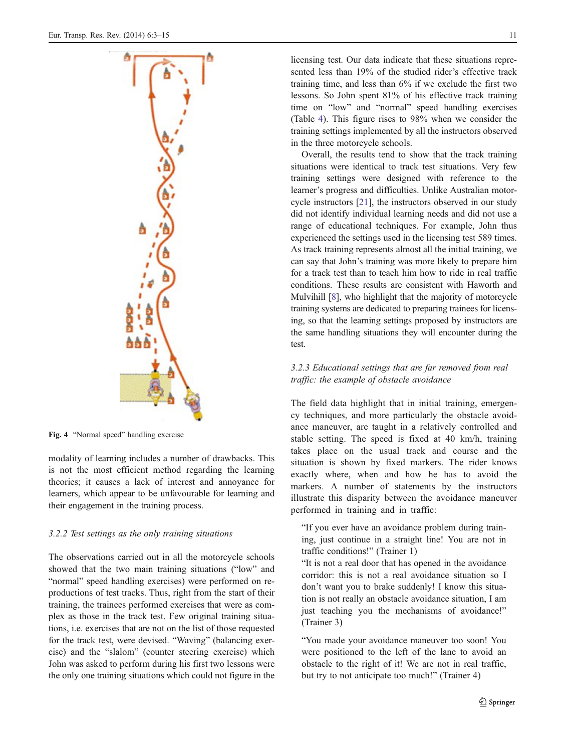Fig. 4 "Normal speed" handling exercise

modality of learning includes a number of drawbacks. This is not the most efficient method regarding the learning theories; it causes a lack of interest and annoyance for learners, which appear to be unfavourable for learning and their engagement in the training process.

### 3.2.2 Test settings as the only training situations

The observations carried out in all the motorcycle schools showed that the two main training situations ("low" and "normal" speed handling exercises) were performed on reproductions of test tracks. Thus, right from the start of their training, the trainees performed exercises that were as complex as those in the track test. Few original training situations, i.e. exercises that are not on the list of those requested for the track test, were devised. "Waving" (balancing exercise) and the "slalom" (counter steering exercise) which John was asked to perform during his first two lessons were the only one training situations which could not figure in the licensing test. Our data indicate that these situations represented less than 19% of the studied rider's effective track training time, and less than 6% if we exclude the first two lessons. So John spent 81% of his effective track training time on "low" and "normal" speed handling exercises (Table 4). This figure rises to 98% when we consider the training settings implemented by all the instructors observed in the three motorcycle schools.

Overall, the results tend to show that the track training situations were identical to track test situations. Very few training settings were designed with reference to the learner's progress and difficulties. Unlike Australian motorcycle instructors [21], the instructors observed in our study did not identify individual learning needs and did not use a range of educational techniques. For example, John thus experienced the settings used in the licensing test 589 times. As track training represents almost all the initial training, we can say that John's training was more likely to prepare him for a track test than to teach him how to ride in real traffic conditions. These results are consistent with Haworth and Mulvihill [8], who highlight that the majority of motorcycle training systems are dedicated to preparing trainees for licensing, so that the learning settings proposed by instructors are the same handling situations they will encounter during the test.

### 3.2.3 Educational settings that are far removed from real traffic: the example of obstacle avoidance

The field data highlight that in initial training, emergency techniques, and more particularly the obstacle avoidance maneuver, are taught in a relatively controlled and stable setting. The speed is fixed at 40 km/h, training takes place on the usual track and course and the situation is shown by fixed markers. The rider knows exactly where, when and how he has to avoid the markers. A number of statements by the instructors illustrate this disparity between the avoidance maneuver performed in training and in traffic:

> "If you ever have an avoidance problem during training, just continue in a straight line! You are not in traffic conditions!" (Trainer 1)
> "It is not a real door that has opened in the avoidance corridor: this is not a real avoidance situation so I don't want you to brake suddenly! I know this situation is not really an obstacle avoidance situation, I am just teaching you the mechanisms of avoidance!" (Trainer 3)

> "You made your avoidance maneuver too soon! You were positioned to the left of the lane to avoid an obstacle to the right of it! We are not in real traffic, but try to not anticipate too much!" (Trainer 4)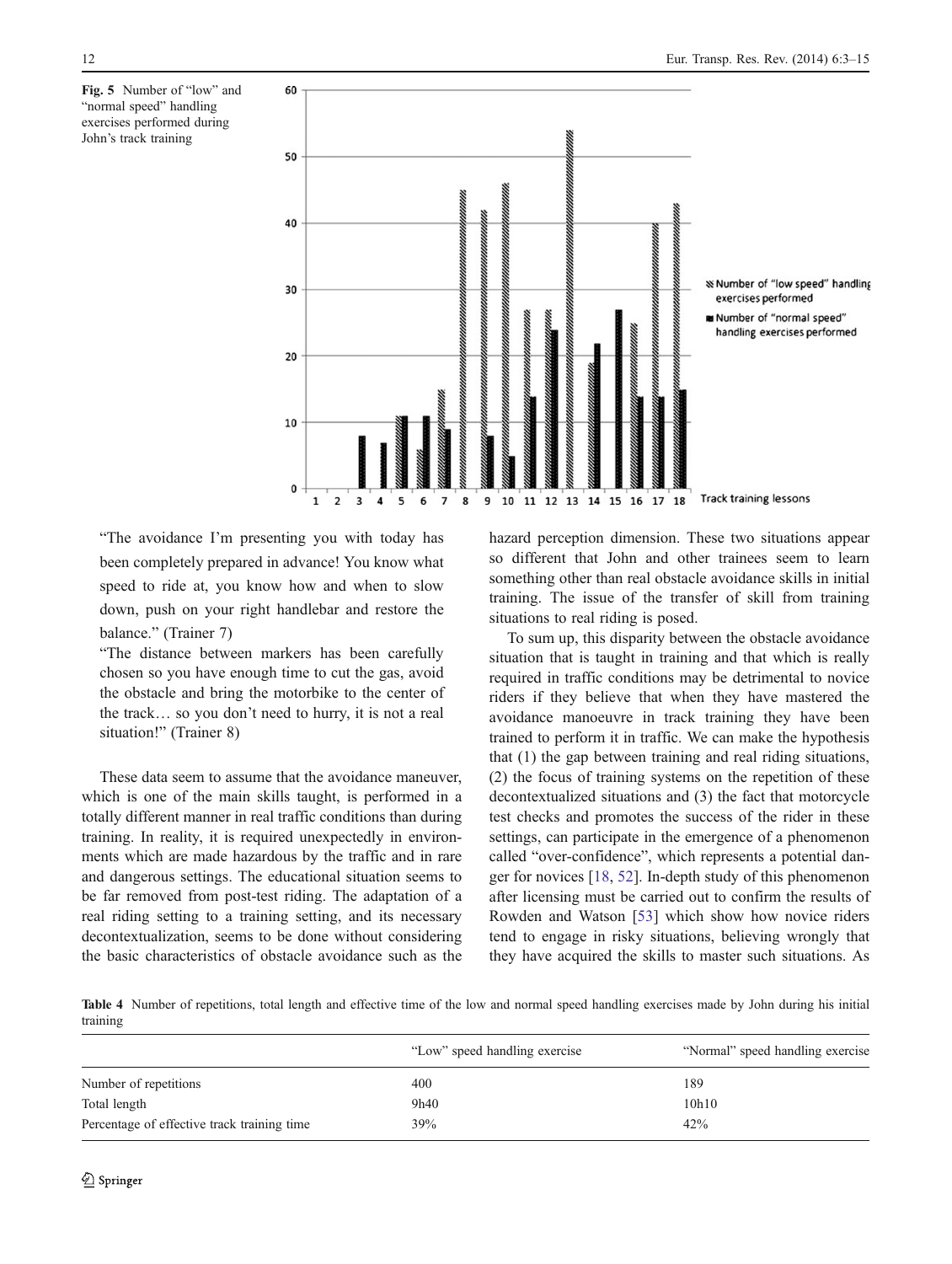**Fig. 5** Number of "low" and "normal speed" handling exercises performed during John's track training

60
50
40
30
20
10
0
1 2 3 4 5 6 7 8 9 10 11 12 13 14 15 16 17 18
Track training lessons
Number of "low speed" handling exercises performed
Number of "normal speed" handling exercises performed

> "The avoidance I'm presenting you with today has been completely prepared in advance! You know what speed to ride at, you know how and when to slow down, push on your right handlebar and restore the balance." (Trainer 7)
>
> "The distance between markers has been carefully chosen so you have enough time to cut the gas, avoid the obstacle and bring the motorbike to the center of the track… so you don't need to hurry, it is not a real situation!" (Trainer 8)

These data seem to assume that the avoidance maneuver, which is one of the main skills taught, is performed in a totally different manner in real traffic conditions than during training. In reality, it is required unexpectedly in environments which are made hazardous by the traffic and in rare and dangerous settings. The educational situation seems to be far removed from post-test riding. The adaptation of a real riding setting to a training setting, and its necessary decontextualization, seems to be done without considering the basic characteristics of obstacle avoidance such as the hazard perception dimension. These two situations appear so different that John and other trainees seem to learn something other than real obstacle avoidance skills in initial training. The issue of the transfer of skill from training situations to real riding is posed.

To sum up, this disparity between the obstacle avoidance situation that is taught in training and that which is really required in traffic conditions may be detrimental to novice riders if they believe that when they have mastered the avoidance manoeuvre in track training they have been trained to perform it in traffic. We can make the hypothesis that (1) the gap between training and real riding situations, (2) the focus of training systems on the repetition of these decontextualized situations and (3) the fact that motorcycle test checks and promotes the success of the rider in these settings, can participate in the emergence of a phenomenon called "over-confidence", which represents a potential danger for novices [18, 52]. In-depth study of this phenomenon after licensing must be carried out to confirm the results of Rowden and Watson [53] which show how novice riders tend to engage in risky situations, believing wrongly that they have acquired the skills to master such situations. As

**Table 4** Number of repetitions, total length and effective time of the low and normal speed handling exercises made by John during his initial training

| | "Low" speed handling exercise | "Normal" speed handling exercise |
|---|---|---|
| Number of repetitions | 400 | 189 |
| Total length | 9h40 | 10h10 |
| Percentage of effective track training time | 39% | 42% |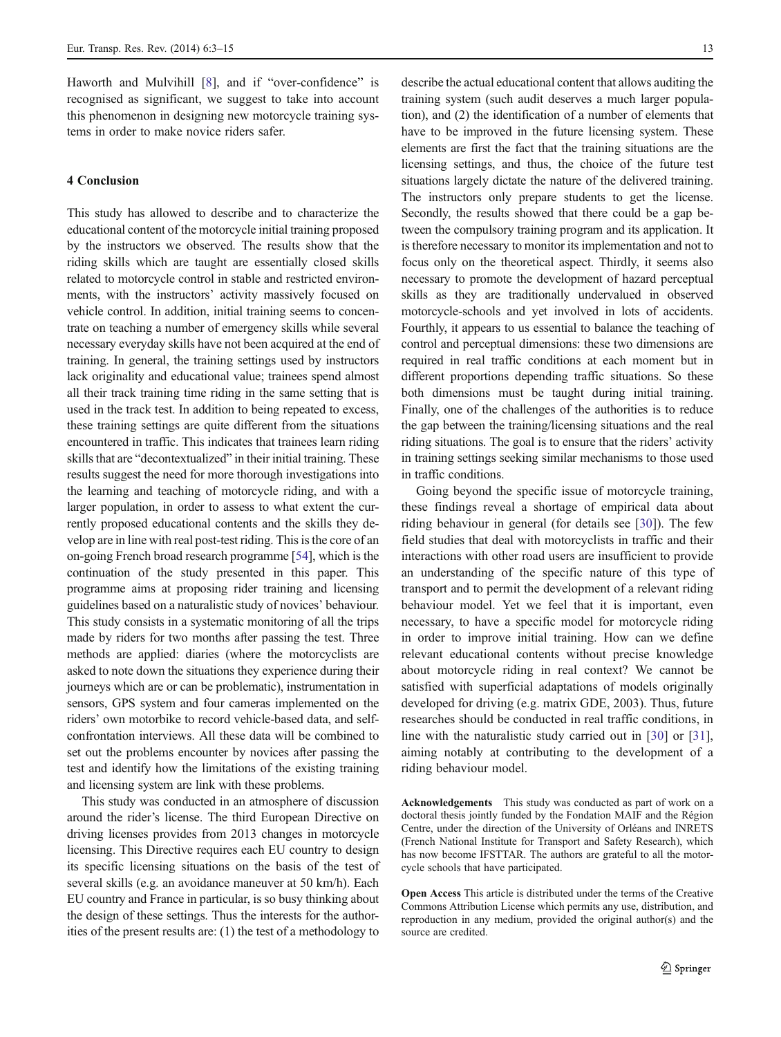Haworth and Mulvihill [8], and if "over-confidence" is recognised as significant, we suggest to take into account this phenomenon in designing new motorcycle training systems in order to make novice riders safer.

## 4 Conclusion

This study has allowed to describe and to characterize the educational content of the motorcycle initial training proposed by the instructors we observed. The results show that the riding skills which are taught are essentially closed skills related to motorcycle control in stable and restricted environments, with the instructors' activity massively focused on vehicle control. In addition, initial training seems to concentrate on teaching a number of emergency skills while several necessary everyday skills have not been acquired at the end of training. In general, the training settings used by instructors lack originality and educational value; trainees spend almost all their track training time riding in the same setting that is used in the track test. In addition to being repeated to excess, these training settings are quite different from the situations encountered in traffic. This indicates that trainees learn riding skills that are "decontextualized" in their initial training. These results suggest the need for more thorough investigations into the learning and teaching of motorcycle riding, and with a larger population, in order to assess to what extent the currently proposed educational contents and the skills they develop are in line with real post-test riding. This is the core of an on-going French broad research programme [54], which is the continuation of the study presented in this paper. This programme aims at proposing rider training and licensing guidelines based on a naturalistic study of novices' behaviour. This study consists in a systematic monitoring of all the trips made by riders for two months after passing the test. Three methods are applied: diaries (where the motorcyclists are asked to note down the situations they experience during their journeys which are or can be problematic), instrumentation in sensors, GPS system and four cameras implemented on the riders' own motorbike to record vehicle-based data, and self-confrontation interviews. All these data will be combined to set out the problems encounter by novices after passing the test and identify how the limitations of the existing training and licensing system are link with these problems.

This study was conducted in an atmosphere of discussion around the rider's license. The third European Directive on driving licenses provides from 2013 changes in motorcycle licensing. This Directive requires each EU country to design its specific licensing situations on the basis of the test of several skills (e.g. an avoidance maneuver at 50 km/h). Each EU country and France in particular, is so busy thinking about the design of these settings. Thus the interests for the authorities of the present results are: (1) the test of a methodology to describe the actual educational content that allows auditing the training system (such audit deserves a much larger population), and (2) the identification of a number of elements that have to be improved in the future licensing system. These elements are first the fact that the training situations are the licensing settings, and thus, the choice of the future test situations largely dictate the nature of the delivered training. The instructors only prepare students to get the license. Secondly, the results showed that there could be a gap between the compulsory training program and its application. It is therefore necessary to monitor its implementation and not to focus only on the theoretical aspect. Thirdly, it seems also necessary to promote the development of hazard perceptual skills as they are traditionally undervalued in observed motorcycle-schools and yet involved in lots of accidents. Fourthly, it appears to us essential to balance the teaching of control and perceptual dimensions: these two dimensions are required in real traffic conditions at each moment but in different proportions depending traffic situations. So these both dimensions must be taught during initial training. Finally, one of the challenges of the authorities is to reduce the gap between the training/licensing situations and the real riding situations. The goal is to ensure that the riders' activity in training settings seeking similar mechanisms to those used in traffic conditions.

Going beyond the specific issue of motorcycle training, these findings reveal a shortage of empirical data about riding behaviour in general (for details see [30]). The few field studies that deal with motorcyclists in traffic and their interactions with other road users are insufficient to provide an understanding of the specific nature of this type of transport and to permit the development of a relevant riding behaviour model. Yet we feel that it is important, even necessary, to have a specific model for motorcycle riding in order to improve initial training. How can we define relevant educational contents without precise knowledge about motorcycle riding in real context? We cannot be satisfied with superficial adaptations of models originally developed for driving (e.g. matrix GDE, 2003). Thus, future researches should be conducted in real traffic conditions, in line with the naturalistic study carried out in [30] or [31], aiming notably at contributing to the development of a riding behaviour model.

**Acknowledgements** This study was conducted as part of work on a doctoral thesis jointly funded by the Fondation MAIF and the Région Centre, under the direction of the University of Orléans and INRETS (French National Institute for Transport and Safety Research), which has now become IFSTTAR. The authors are grateful to all the motorcycle schools that have participated.

**Open Access** This article is distributed under the terms of the Creative Commons Attribution License which permits any use, distribution, and reproduction in any medium, provided the original author(s) and the source are credited.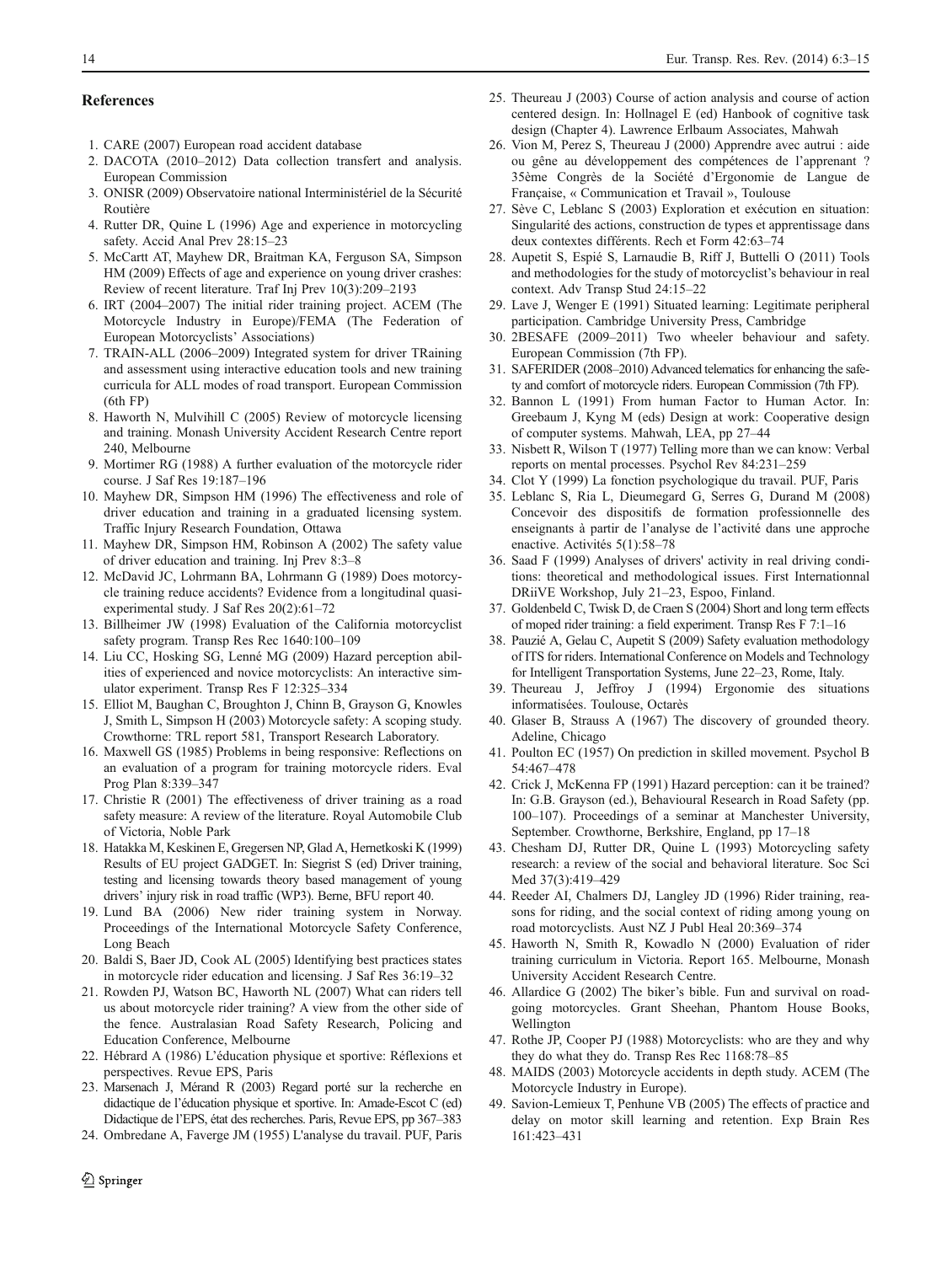## References

1. CARE (2007) European road accident database
2. DACOTA (2010–2012) Data collection transfert and analysis. European Commission
3. ONISR (2009) Observatoire national Interministériel de la Sécurité Routière
4. Rutter DR, Quine L (1996) Age and experience in motorcycling safety. Accid Anal Prev 28:15–23
5. McCartt AT, Mayhew DR, Braitman KA, Ferguson SA, Simpson HM (2009) Effects of age and experience on young driver crashes: Review of recent literature. Traf Inj Prev 10(3):209–2193
6. IRT (2004–2007) The initial rider training project. ACEM (The Motorcycle Industry in Europe)/FEMA (The Federation of European Motorcyclists' Associations)
7. TRAIN-ALL (2006–2009) Integrated system for driver TRaining and assessment using interactive education tools and new training curricula for ALL modes of road transport. European Commission (6th FP)
8. Haworth N, Mulvihill C (2005) Review of motorcycle licensing and training. Monash University Accident Research Centre report 240, Melbourne
9. Mortimer RG (1988) A further evaluation of the motorcycle rider course. J Saf Res 19:187–196
10. Mayhew DR, Simpson HM (1996) The effectiveness and role of driver education and training in a graduated licensing system. Traffic Injury Research Foundation, Ottawa
11. Mayhew DR, Simpson HM, Robinson A (2002) The safety value of driver education and training. Inj Prev 8:3–8
12. McDavid JC, Lohrmann BA, Lohrmann G (1989) Does motorcycle training reduce accidents? Evidence from a longitudinal quasi-experimental study. J Saf Res 20(2):61–72
13. Billheimer JW (1998) Evaluation of the California motorcyclist safety program. Transp Res Rec 1640:100–109
14. Liu CC, Hosking SG, Lenné MG (2009) Hazard perception abilities of experienced and novice motorcyclists: An interactive simulator experiment. Transp Res F 12:325–334
15. Elliot M, Baughan C, Broughton J, Chinn B, Grayson G, Knowles J, Smith L, Simpson H (2003) Motorcycle safety: A scoping study. Crowthorne: TRL report 581, Transport Research Laboratory.
16. Maxwell GS (1985) Problems in being responsive: Reflections on an evaluation of a program for training motorcycle riders. Eval Prog Plan 8:339–347
17. Christie R (2001) The effectiveness of driver training as a road safety measure: A review of the literature. Royal Automobile Club of Victoria, Noble Park
18. Hatakka M, Keskinen E, Gregersen NP, Glad A, Hernetkoski K (1999) Results of EU project GADGET. In: Siegrist S (ed) Driver training, testing and licensing towards theory based management of young drivers' injury risk in road traffic (WP3). Berne, BFU report 40.
19. Lund BA (2006) New rider training system in Norway. Proceedings of the International Motorcycle Safety Conference, Long Beach
20. Baldi S, Baer JD, Cook AL (2005) Identifying best practices states in motorcycle rider education and licensing. J Saf Res 36:19–32
21. Rowden PJ, Watson BC, Haworth NL (2007) What can riders tell us about motorcycle rider training? A view from the other side of the fence. Australasian Road Safety Research, Policing and Education Conference, Melbourne
22. Hébrard A (1986) L'éducation physique et sportive: Réflexions et perspectives. Revue EPS, Paris
23. Marsenach J, Mérand R (2003) Regard porté sur la recherche en didactique de l'éducation physique et sportive. In: Amade-Escot C (ed) Didactique de l'EPS, état des recherches. Paris, Revue EPS, pp 367–383
24. Ombredane A, Faverge JM (1955) L'analyse du travail. PUF, Paris
25. Theureau J (2003) Course of action analysis and course of action centered design. In: Hollnagel E (ed) Hanbook of cognitive task design (Chapter 4). Lawrence Erlbaum Associates, Mahwah
26. Vion M, Perez S, Theureau J (2000) Apprendre avec autrui : aide ou gêne au développement des compétences de l'apprenant ? 35ème Congrès de la Société d'Ergonomie de Langue de Française, « Communication et Travail », Toulouse
27. Sève C, Leblanc S (2003) Exploration et exécution en situation: Singularité des actions, construction de types et apprentissage dans deux contextes différents. Rech et Form 42:63–74
28. Aupetit S, Espié S, Larnaudie B, Riff J, Buttelli O (2011) Tools and methodologies for the study of motorcyclist's behaviour in real context. Adv Transp Stud 24:15–22
29. Lave J, Wenger E (1991) Situated learning: Legitimate peripheral participation. Cambridge University Press, Cambridge
30. 2BESAFE (2009–2011) Two wheeler behaviour and safety. European Commission (7th FP).
31. SAFERIDER (2008–2010) Advanced telematics for enhancing the safety and comfort of motorcycle riders. European Commission (7th FP).
32. Bannon L (1991) From human Factor to Human Actor. In: Greebaum J, Kyng M (eds) Design at work: Cooperative design of computer systems. Mahwah, LEA, pp 27–44
33. Nisbett R, Wilson T (1977) Telling more than we can know: Verbal reports on mental processes. Psychol Rev 84:231–259
34. Clot Y (1999) La fonction psychologique du travail. PUF, Paris
35. Leblanc S, Ria L, Dieumegard G, Serres G, Durand M (2008) Concevoir des dispositifs de formation professionnelle des enseignants à partir de l'analyse de l'activité dans une approche enactive. Activités 5(1):58–78
36. Saad F (1999) Analyses of drivers' activity in real driving conditions: theoretical and methodological issues. First Internationnal DRiiVE Workshop, July 21–23, Espoo, Finland.
37. Goldenbeld C, Twisk D, de Craen S (2004) Short and long term effects of moped rider training: a field experiment. Transp Res F 7:1–16
38. Pauzié A, Gelau C, Aupetit S (2009) Safety evaluation methodology of ITS for riders. International Conference on Models and Technology for Intelligent Transportation Systems, June 22–23, Rome, Italy.
39. Theureau J, Jeffroy J (1994) Ergonomie des situations informatisées. Toulouse, Octarès
40. Glaser B, Strauss A (1967) The discovery of grounded theory. Adeline, Chicago
41. Poulton EC (1957) On prediction in skilled movement. Psychol B 54:467–478
42. Crick J, McKenna FP (1991) Hazard perception: can it be trained? In: G.B. Grayson (ed.), Behavioural Research in Road Safety (pp. 100–107). Proceedings of a seminar at Manchester University, September. Crowthorne, Berkshire, England, pp 17–18
43. Chesham DJ, Rutter DR, Quine L (1993) Motorcycling safety research: a review of the social and behavioral literature. Soc Sci Med 37(3):419–429
44. Reeder AI, Chalmers DJ, Langley JD (1996) Rider training, reasons for riding, and the social context of riding among young on road motorcyclists. Aust NZ J Publ Heal 20:369–374
45. Haworth N, Smith R, Kowadlo N (2000) Evaluation of rider training curriculum in Victoria. Report 165. Melbourne, Monash University Accident Research Centre.
46. Allardice G (2002) The biker's bible. Fun and survival on road-going motorcycles. Grant Sheehan, Phantom House Books, Wellington
47. Rothe JP, Cooper PJ (1988) Motorcyclists: who are they and why they do what they do. Transp Res Rec 1168:78–85
48. MAIDS (2003) Motorcycle accidents in depth study. ACEM (The Motorcycle Industry in Europe).
49. Savion-Lemieux T, Penhune VB (2005) The effects of practice and delay on motor skill learning and retention. Exp Brain Res 161:423–431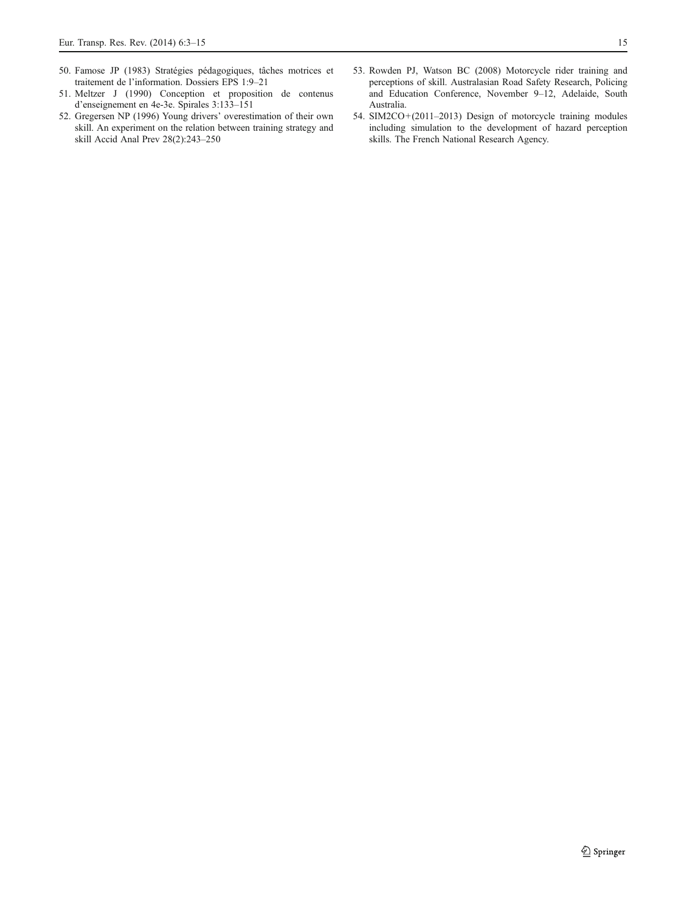50. Famose JP (1983) Stratégies pédagogiques, tâches motrices et traitement de l'information. Dossiers EPS 1:9–21
51. Meltzer J (1990) Conception et proposition de contenus d'enseignement en 4e-3e. Spirales 3:133–151
52. Gregersen NP (1996) Young drivers' overestimation of their own skill. An experiment on the relation between training strategy and skill Accid Anal Prev 28(2):243–250
53. Rowden PJ, Watson BC (2008) Motorcycle rider training and perceptions of skill. Australasian Road Safety Research, Policing and Education Conference, November 9–12, Adelaide, South Australia.
54. SIM2CO+(2011–2013) Design of motorcycle training modules including simulation to the development of hazard perception skills. The French National Research Agency.